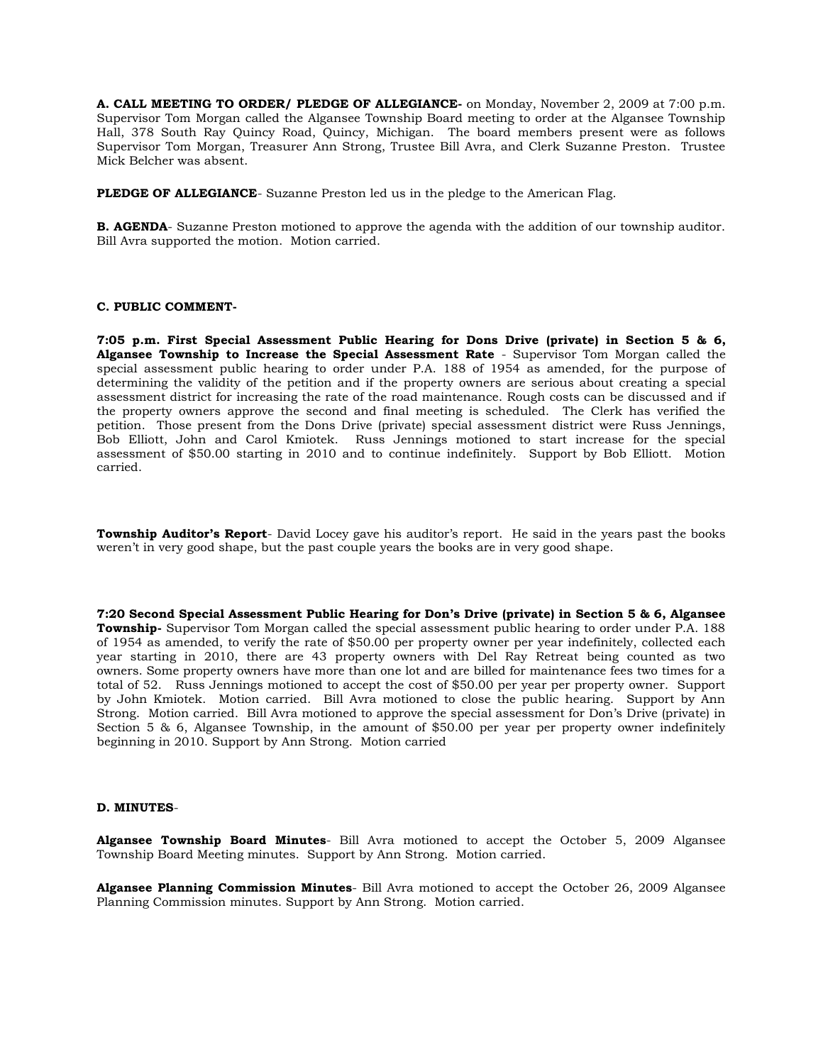**A. CALL MEETING TO ORDER/ PLEDGE OF ALLEGIANCE-** on Monday, November 2, 2009 at 7:00 p.m. Supervisor Tom Morgan called the Algansee Township Board meeting to order at the Algansee Township Hall, 378 South Ray Quincy Road, Quincy, Michigan. The board members present were as follows Supervisor Tom Morgan, Treasurer Ann Strong, Trustee Bill Avra, and Clerk Suzanne Preston. Trustee Mick Belcher was absent.

**PLEDGE OF ALLEGIANCE**- Suzanne Preston led us in the pledge to the American Flag.

**B. AGENDA**- Suzanne Preston motioned to approve the agenda with the addition of our township auditor. Bill Avra supported the motion. Motion carried.

**C. PUBLIC COMMENT-**

**7:05 p.m. First Special Assessment Public Hearing for Dons Drive (private) in Section 5 & 6, Algansee Township to Increase the Special Assessment Rate** - Supervisor Tom Morgan called the special assessment public hearing to order under P.A. 188 of 1954 as amended, for the purpose of determining the validity of the petition and if the property owners are serious about creating a special assessment district for increasing the rate of the road maintenance. Rough costs can be discussed and if the property owners approve the second and final meeting is scheduled. The Clerk has verified the petition. Those present from the Dons Drive (private) special assessment district were Russ Jennings, Bob Elliott, John and Carol Kmiotek. Russ Jennings motioned to start increase for the special assessment of $50.00 starting in 2010 and to continue indefinitely. Support by Bob Elliott. Motion carried.

**Township Auditor's Report**- David Locey gave his auditor's report. He said in the years past the books weren't in very good shape, but the past couple years the books are in very good shape.

**7:20 Second Special Assessment Public Hearing for Don's Drive (private) in Section 5 & 6, Algansee Township-** Supervisor Tom Morgan called the special assessment public hearing to order under P.A. 188 of 1954 as amended, to verify the rate of $50.00 per property owner per year indefinitely, collected each year starting in 2010, there are 43 property owners with Del Ray Retreat being counted as two owners. Some property owners have more than one lot and are billed for maintenance fees two times for a total of 52. Russ Jennings motioned to accept the cost of $50.00 per year per property owner. Support by John Kmiotek. Motion carried. Bill Avra motioned to close the public hearing. Support by Ann Strong. Motion carried. Bill Avra motioned to approve the special assessment for Don's Drive (private) in Section 5 & 6, Algansee Township, in the amount of $50.00 per year per property owner indefinitely beginning in 2010. Support by Ann Strong. Motion carried

**D. MINUTES**-

**Algansee Township Board Minutes**- Bill Avra motioned to accept the October 5, 2009 Algansee Township Board Meeting minutes. Support by Ann Strong. Motion carried.

**Algansee Planning Commission Minutes**- Bill Avra motioned to accept the October 26, 2009 Algansee Planning Commission minutes. Support by Ann Strong. Motion carried.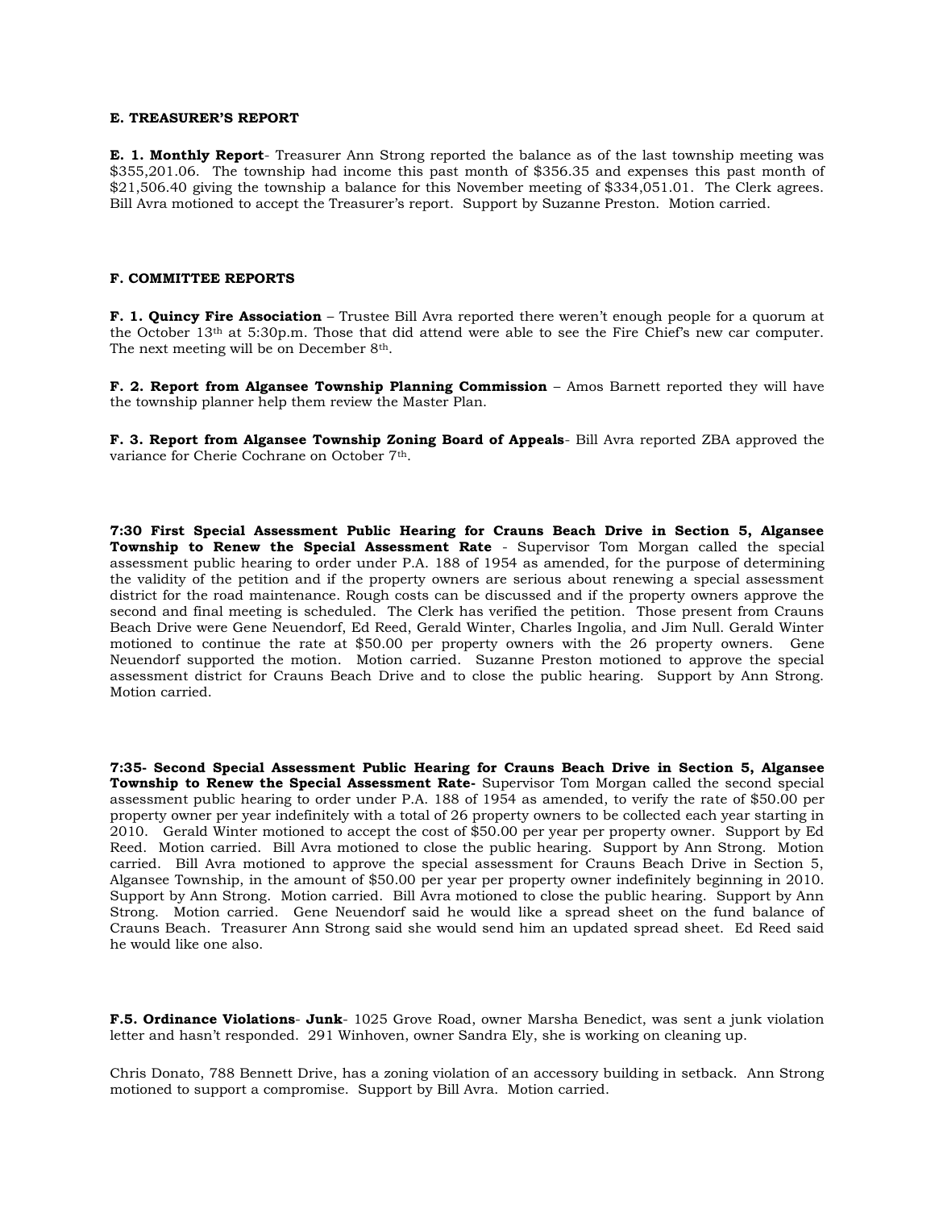**E. TREASURER'S REPORT**

**E. 1. Monthly Report**- Treasurer Ann Strong reported the balance as of the last township meeting was $355,201.06. The township had income this past month of $356.35 and expenses this past month of $21,506.40 giving the township a balance for this November meeting of $334,051.01. The Clerk agrees. Bill Avra motioned to accept the Treasurer's report. Support by Suzanne Preston. Motion carried.

**F. COMMITTEE REPORTS**

**F. 1. Quincy Fire Association** – Trustee Bill Avra reported there weren't enough people for a quorum at the October 13th at 5:30p.m. Those that did attend were able to see the Fire Chief's new car computer. The next meeting will be on December 8th.

**F. 2. Report from Algansee Township Planning Commission** – Amos Barnett reported they will have the township planner help them review the Master Plan.

**F. 3. Report from Algansee Township Zoning Board of Appeals**- Bill Avra reported ZBA approved the variance for Cherie Cochrane on October 7th.

**7:30 First Special Assessment Public Hearing for Crauns Beach Drive in Section 5, Algansee Township to Renew the Special Assessment Rate** - Supervisor Tom Morgan called the special assessment public hearing to order under P.A. 188 of 1954 as amended, for the purpose of determining the validity of the petition and if the property owners are serious about renewing a special assessment district for the road maintenance. Rough costs can be discussed and if the property owners approve the second and final meeting is scheduled. The Clerk has verified the petition. Those present from Crauns Beach Drive were Gene Neuendorf, Ed Reed, Gerald Winter, Charles Ingolia, and Jim Null. Gerald Winter motioned to continue the rate at $50.00 per property owners with the 26 property owners. Gene Neuendorf supported the motion. Motion carried. Suzanne Preston motioned to approve the special assessment district for Crauns Beach Drive and to close the public hearing. Support by Ann Strong. Motion carried.

**7:35- Second Special Assessment Public Hearing for Crauns Beach Drive in Section 5, Algansee Township to Renew the Special Assessment Rate-** Supervisor Tom Morgan called the second special assessment public hearing to order under P.A. 188 of 1954 as amended, to verify the rate of $50.00 per property owner per year indefinitely with a total of 26 property owners to be collected each year starting in 2010. Gerald Winter motioned to accept the cost of $50.00 per year per property owner. Support by Ed Reed. Motion carried. Bill Avra motioned to close the public hearing. Support by Ann Strong. Motion carried. Bill Avra motioned to approve the special assessment for Crauns Beach Drive in Section 5, Algansee Township, in the amount of $50.00 per year per property owner indefinitely beginning in 2010. Support by Ann Strong. Motion carried. Bill Avra motioned to close the public hearing. Support by Ann Strong. Motion carried. Gene Neuendorf said he would like a spread sheet on the fund balance of Crauns Beach. Treasurer Ann Strong said she would send him an updated spread sheet. Ed Reed said he would like one also.

**F.5. Ordinance Violations**- **Junk**- 1025 Grove Road, owner Marsha Benedict, was sent a junk violation letter and hasn't responded. 291 Winhoven, owner Sandra Ely, she is working on cleaning up.

Chris Donato, 788 Bennett Drive, has a zoning violation of an accessory building in setback. Ann Strong motioned to support a compromise. Support by Bill Avra. Motion carried.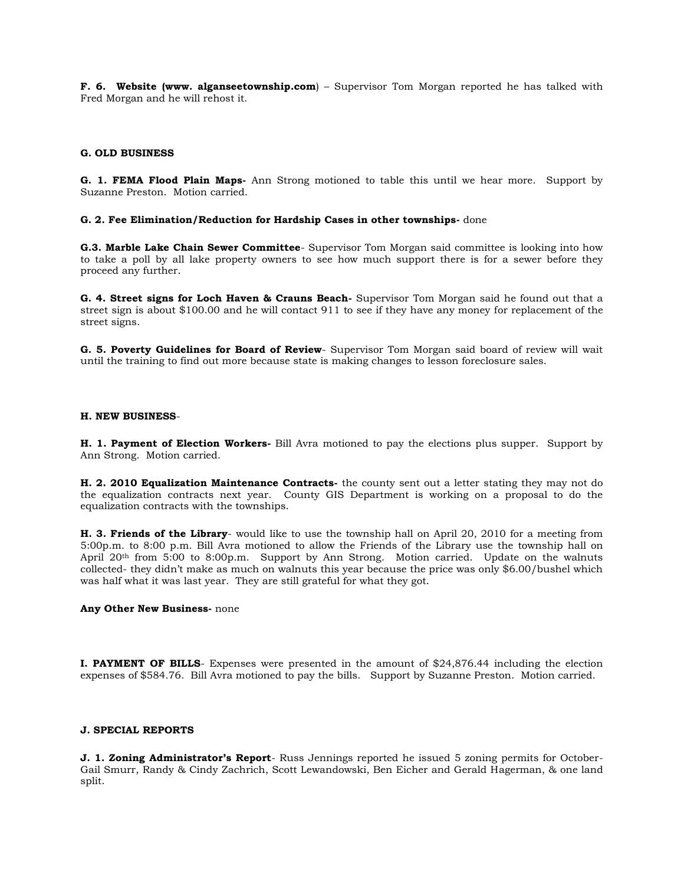**F. 6. Website (www. alganseetownship.com**) – Supervisor Tom Morgan reported he has talked with Fred Morgan and he will rehost it.

**G. OLD BUSINESS**

**G. 1. FEMA Flood Plain Maps-** Ann Strong motioned to table this until we hear more. Support by Suzanne Preston. Motion carried.

**G. 2. Fee Elimination/Reduction for Hardship Cases in other townships-** done

**G.3. Marble Lake Chain Sewer Committee**- Supervisor Tom Morgan said committee is looking into how to take a poll by all lake property owners to see how much support there is for a sewer before they proceed any further.

**G. 4. Street signs for Loch Haven & Crauns Beach-** Supervisor Tom Morgan said he found out that a street sign is about $100.00 and he will contact 911 to see if they have any money for replacement of the street signs.

**G. 5. Poverty Guidelines for Board of Review**- Supervisor Tom Morgan said board of review will wait until the training to find out more because state is making changes to lesson foreclosure sales.

**H. NEW BUSINESS**-

**H. 1. Payment of Election Workers-** Bill Avra motioned to pay the elections plus supper. Support by Ann Strong. Motion carried.

**H. 2. 2010 Equalization Maintenance Contracts-** the county sent out a letter stating they may not do the equalization contracts next year. County GIS Department is working on a proposal to do the equalization contracts with the townships.

**H. 3. Friends of the Library**- would like to use the township hall on April 20, 2010 for a meeting from 5:00p.m. to 8:00 p.m. Bill Avra motioned to allow the Friends of the Library use the township hall on April 20th from 5:00 to 8:00p.m. Support by Ann Strong. Motion carried. Update on the walnuts collected- they didn't make as much on walnuts this year because the price was only $6.00/bushel which was half what it was last year. They are still grateful for what they got.

**Any Other New Business-** none

**I. PAYMENT OF BILLS**- Expenses were presented in the amount of $24,876.44 including the election expenses of $584.76. Bill Avra motioned to pay the bills. Support by Suzanne Preston. Motion carried.

**J. SPECIAL REPORTS**

**J. 1. Zoning Administrator's Report**- Russ Jennings reported he issued 5 zoning permits for October- Gail Smurr, Randy & Cindy Zachrich, Scott Lewandowski, Ben Eicher and Gerald Hagerman, & one land split.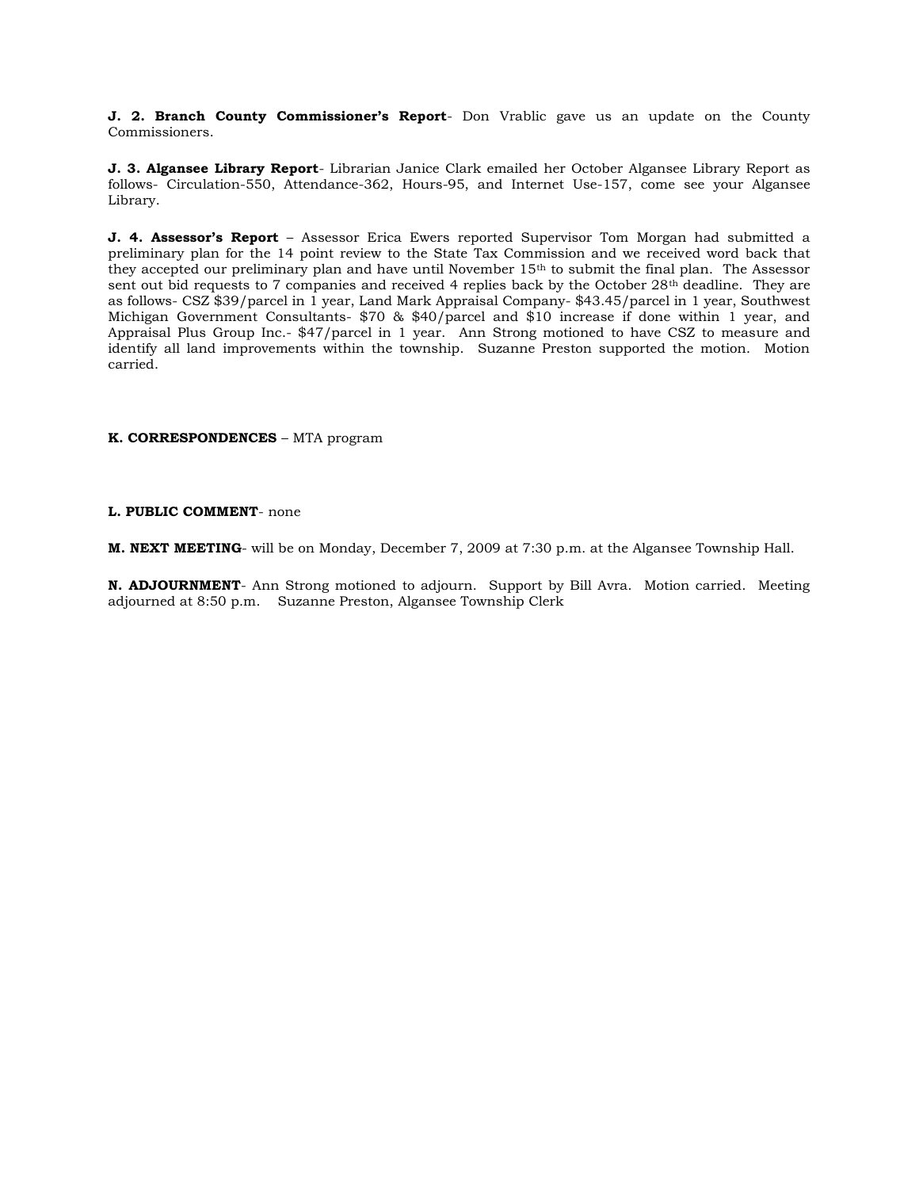**J. 2. Branch County Commissioner's Report**- Don Vrablic gave us an update on the County Commissioners.

**J. 3. Algansee Library Report**- Librarian Janice Clark emailed her October Algansee Library Report as follows- Circulation-550, Attendance-362, Hours-95, and Internet Use-157, come see your Algansee Library.

**J. 4. Assessor's Report** – Assessor Erica Ewers reported Supervisor Tom Morgan had submitted a preliminary plan for the 14 point review to the State Tax Commission and we received word back that they accepted our preliminary plan and have until November 15th to submit the final plan. The Assessor sent out bid requests to 7 companies and received 4 replies back by the October 28th deadline. They are as follows- CSZ $39/parcel in 1 year, Land Mark Appraisal Company- $43.45/parcel in 1 year, Southwest Michigan Government Consultants- $70 & $40/parcel and $10 increase if done within 1 year, and Appraisal Plus Group Inc.- $47/parcel in 1 year. Ann Strong motioned to have CSZ to measure and identify all land improvements within the township. Suzanne Preston supported the motion. Motion carried.

**K. CORRESPONDENCES** – MTA program

**L. PUBLIC COMMENT**- none

**M. NEXT MEETING**- will be on Monday, December 7, 2009 at 7:30 p.m. at the Algansee Township Hall.

**N. ADJOURNMENT**- Ann Strong motioned to adjourn. Support by Bill Avra. Motion carried. Meeting adjourned at 8:50 p.m. Suzanne Preston, Algansee Township Clerk